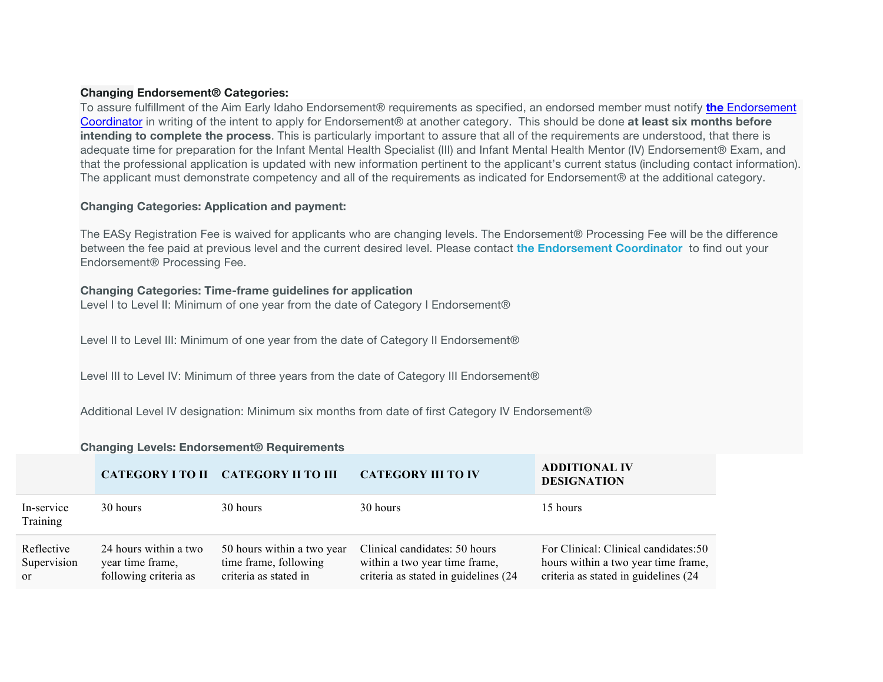**Changing Endorsement® Categories:**

To assure fulfillment of the Aim Early Idaho Endorsement® requirements as specified, an endorsed member must notify **the** Endorsement Coordinator in writing of the intent to apply for Endorsement® at another category. This should be done **at least six months before intending to complete the process**. This is particularly important to assure that all of the requirements are understood, that there is adequate time for preparation for the Infant Mental Health Specialist (III) and Infant Mental Health Mentor (IV) Endorsement® Exam, and that the professional application is updated with new information pertinent to the applicant's current status (including contact information). The applicant must demonstrate competency and all of the requirements as indicated for Endorsement® at the additional category.

**Changing Categories: Application and payment:**

The EASy Registration Fee is waived for applicants who are changing levels. The Endorsement® Processing Fee will be the difference between the fee paid at previous level and the current desired level. Please contact **the Endorsement Coordinator** to find out your Endorsement® Processing Fee.

**Changing Categories: Time-frame guidelines for application**

Level I to Level II: Minimum of one year from the date of Category I Endorsement®

Level II to Level III: Minimum of one year from the date of Category II Endorsement®

Level III to Level IV: Minimum of three years from the date of Category III Endorsement®

Additional Level IV designation: Minimum six months from date of first Category IV Endorsement®

**Changing Levels: Endorsement® Requirements**

| | CATEGORY I TO II | CATEGORY II TO III | CATEGORY III TO IV | ADDITIONAL IV DESIGNATION |
|---|---|---|---|---|
| In-service Training | 30 hours | 30 hours | 30 hours | 15 hours |
| Reflective Supervision or | 24 hours within a two year time frame, following criteria as | 50 hours within a two year time frame, following criteria as stated in | Clinical candidates: 50 hours within a two year time frame, criteria as stated in guidelines (24 | For Clinical: Clinical candidates:50 hours within a two year time frame, criteria as stated in guidelines (24 |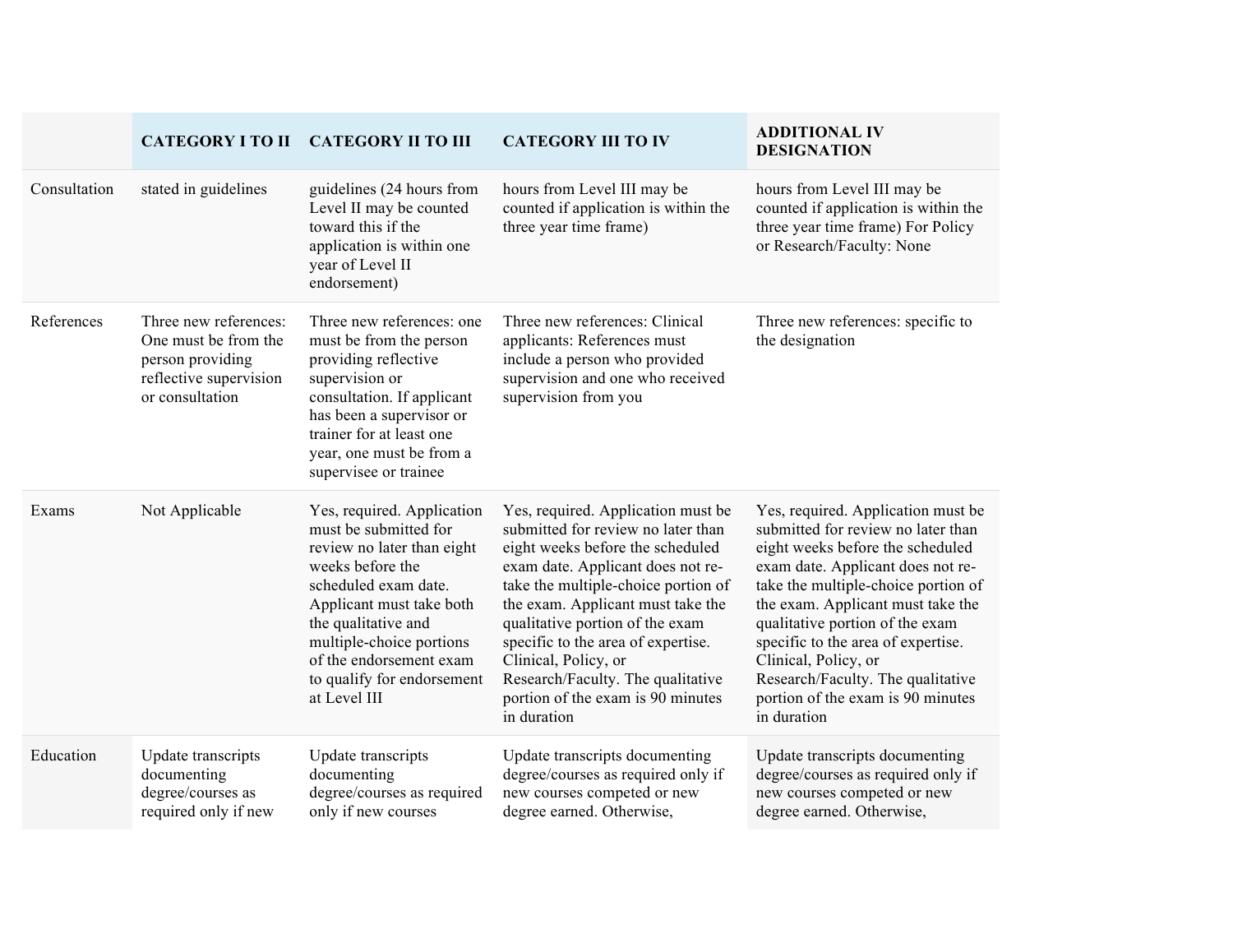| | CATEGORY I TO II | CATEGORY II TO III | CATEGORY III TO IV | ADDITIONAL IV DESIGNATION |
|---|---|---|---|---|
| Consultation | stated in guidelines | guidelines (24 hours from Level II may be counted toward this if the application is within one year of Level II endorsement) | hours from Level III may be counted if application is within the three year time frame) | hours from Level III may be counted if application is within the three year time frame) For Policy or Research/Faculty: None |
| References | Three new references: One must be from the person providing reflective supervision or consultation | Three new references: one must be from the person providing reflective supervision or consultation. If applicant has been a supervisor or trainer for at least one year, one must be from a supervisee or trainee | Three new references: Clinical applicants: References must include a person who provided supervision and one who received supervision from you | Three new references: specific to the designation |
| Exams | Not Applicable | Yes, required. Application must be submitted for review no later than eight weeks before the scheduled exam date. Applicant must take both the qualitative and multiple-choice portions of the endorsement exam to qualify for endorsement at Level III | Yes, required. Application must be submitted for review no later than eight weeks before the scheduled exam date. Applicant does not re-take the multiple-choice portion of the exam. Applicant must take the qualitative portion of the exam specific to the area of expertise. Clinical, Policy, or Research/Faculty. The qualitative portion of the exam is 90 minutes in duration | Yes, required. Application must be submitted for review no later than eight weeks before the scheduled exam date. Applicant does not re-take the multiple-choice portion of the exam. Applicant must take the qualitative portion of the exam specific to the area of expertise. Clinical, Policy, or Research/Faculty. The qualitative portion of the exam is 90 minutes in duration |
| Education | Update transcripts documenting degree/courses as required only if new | Update transcripts documenting degree/courses as required only if new courses | Update transcripts documenting degree/courses as required only if new courses competed or new degree earned. Otherwise, | Update transcripts documenting degree/courses as required only if new courses competed or new degree earned. Otherwise, |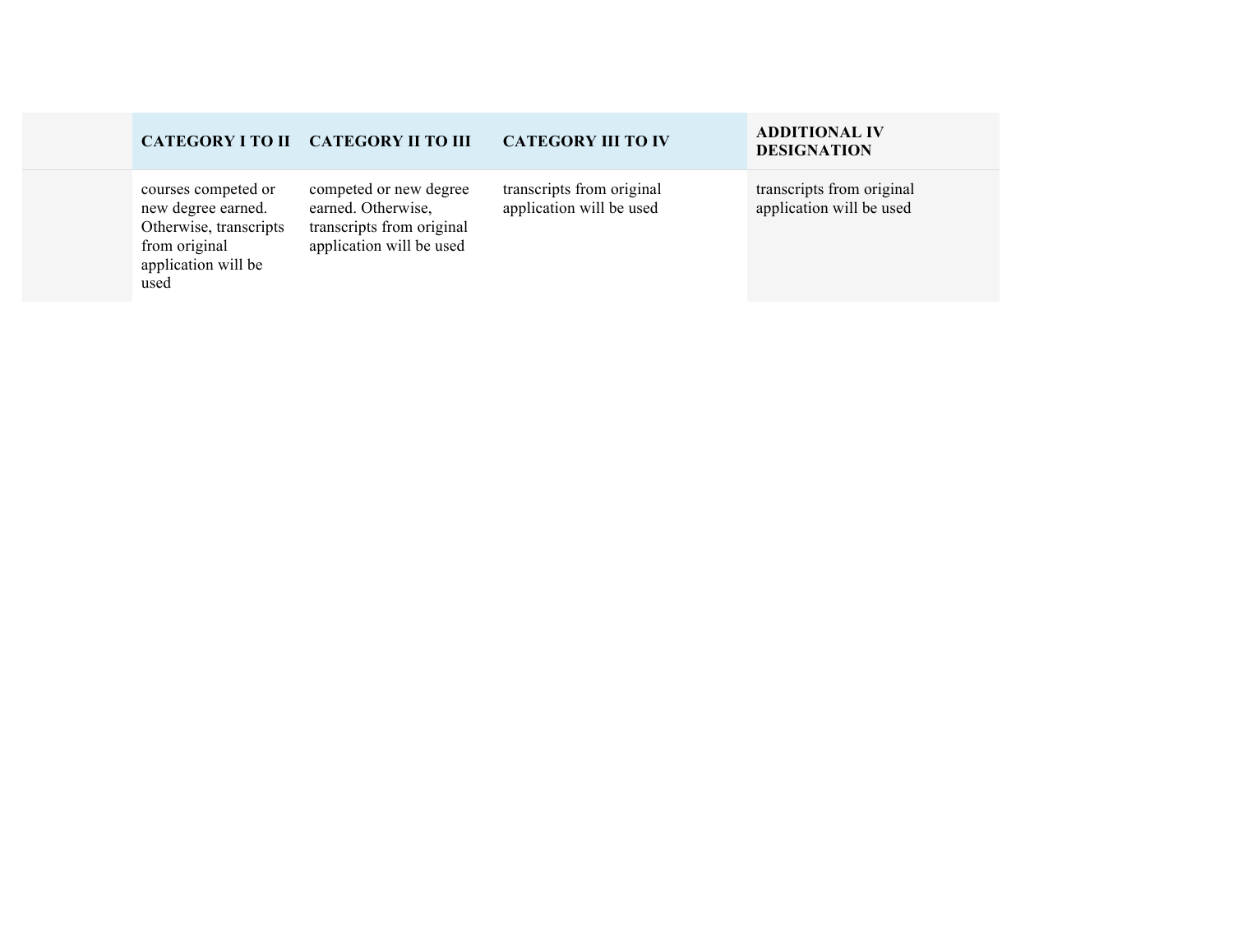| | CATEGORY I TO II | CATEGORY II TO III | CATEGORY III TO IV | ADDITIONAL IV DESIGNATION |
|---|---|---|---|---|
| | courses competed or new degree earned. Otherwise, transcripts from original application will be used | competed or new degree earned. Otherwise, transcripts from original application will be used | transcripts from original application will be used | transcripts from original application will be used |